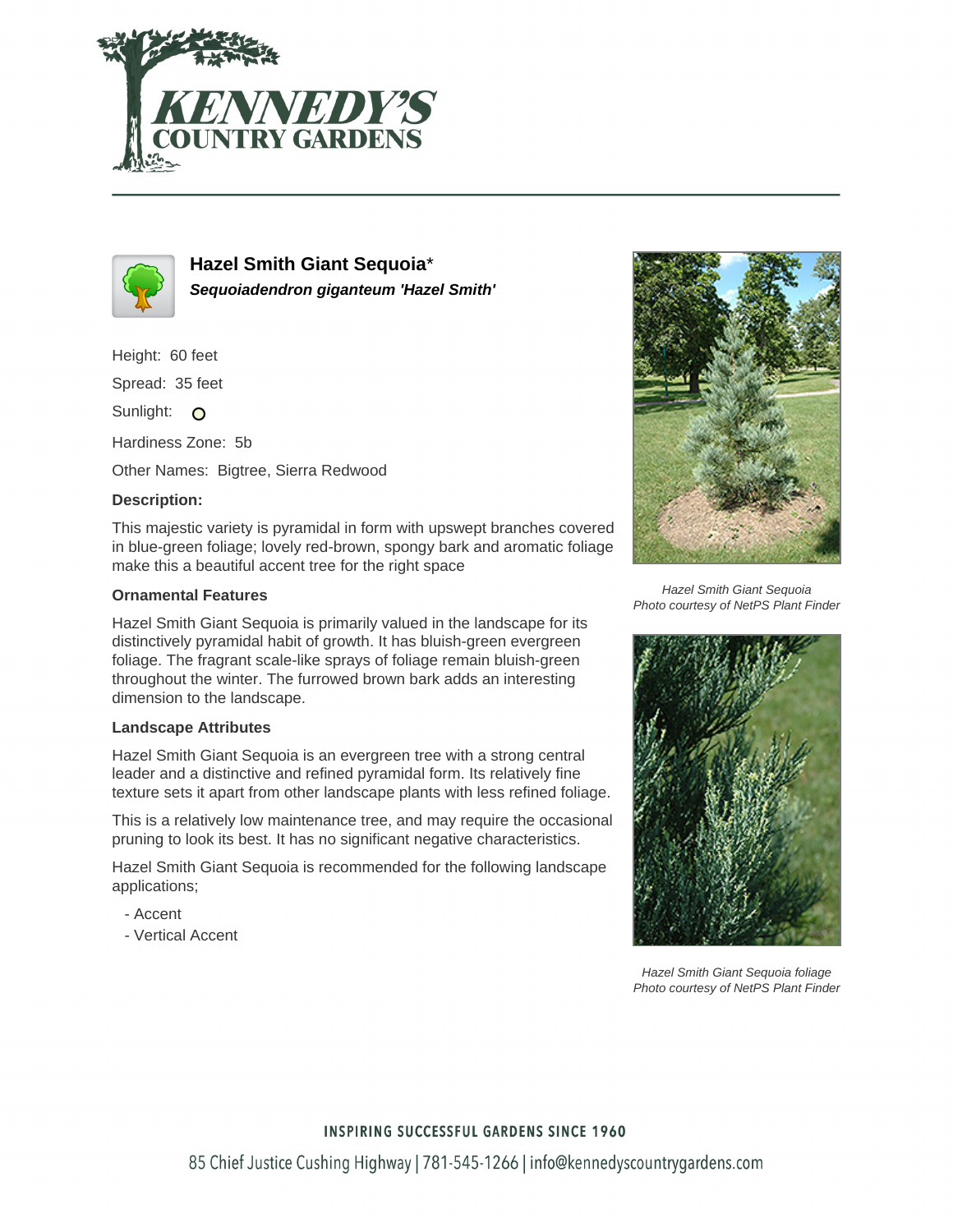# Hazel Smith Giant Sequoia*

***Sequoiadendron giganteum 'Hazel Smith'***

Height: 60 feet

Spread: 35 feet

Sunlight: O

Hardiness Zone: 5b

Other Names: Bigtree, Sierra Redwood

### Description:

This majestic variety is pyramidal in form with upswept branches covered in blue-green foliage; lovely red-brown, spongy bark and aromatic foliage make this a beautiful accent tree for the right space

### Ornamental Features

Hazel Smith Giant Sequoia is primarily valued in the landscape for its distinctively pyramidal habit of growth. It has bluish-green evergreen foliage. The fragrant scale-like sprays of foliage remain bluish-green throughout the winter. The furrowed brown bark adds an interesting dimension to the landscape.

### Landscape Attributes

Hazel Smith Giant Sequoia is an evergreen tree with a strong central leader and a distinctive and refined pyramidal form. Its relatively fine texture sets it apart from other landscape plants with less refined foliage.

This is a relatively low maintenance tree, and may require the occasional pruning to look its best. It has no significant negative characteristics.

Hazel Smith Giant Sequoia is recommended for the following landscape applications;

- Accent
- Vertical Accent

*Hazel Smith Giant Sequoia*
*Photo courtesy of NetPS Plant Finder*

*Hazel Smith Giant Sequoia foliage*
*Photo courtesy of NetPS Plant Finder*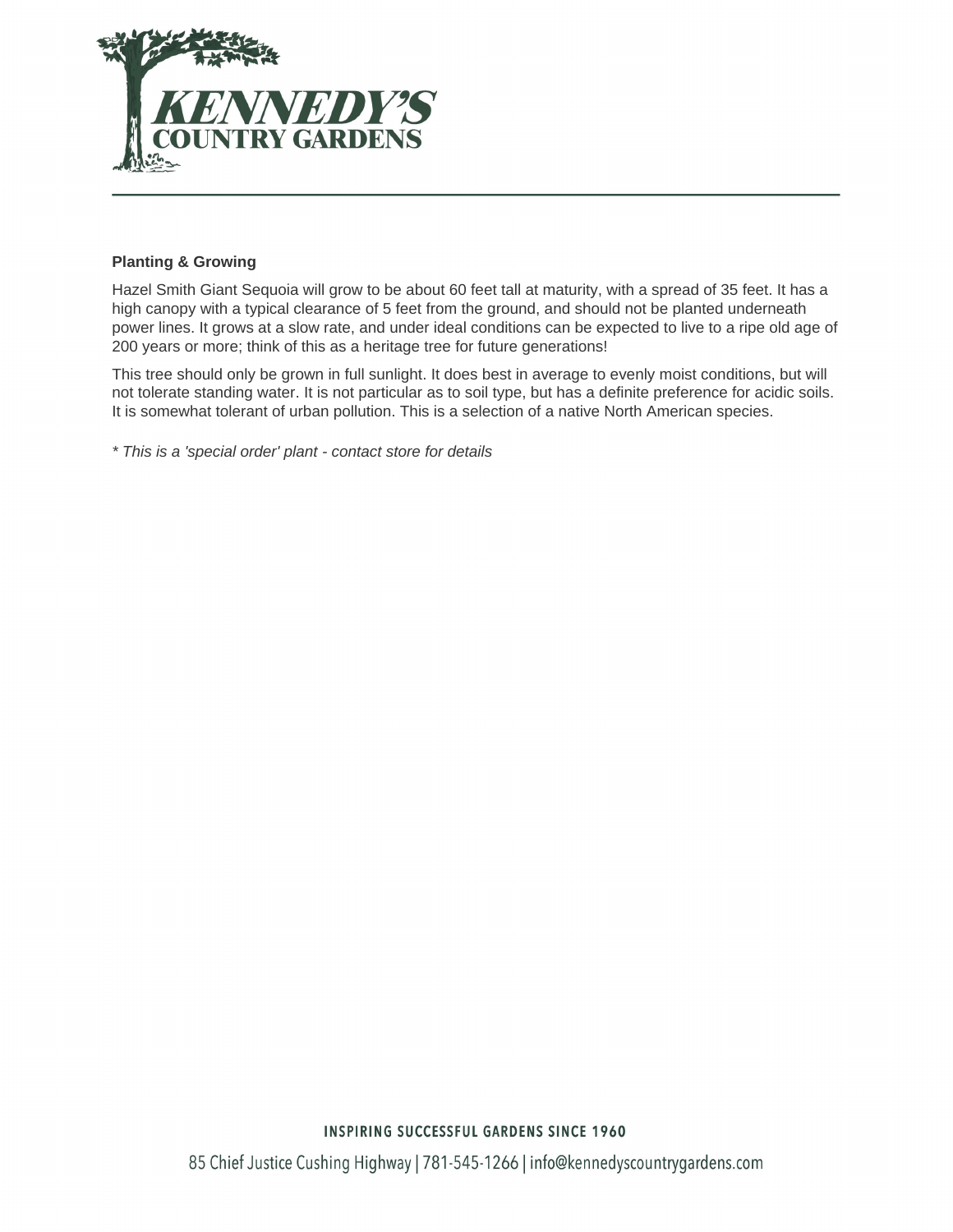**Planting & Growing**

Hazel Smith Giant Sequoia will grow to be about 60 feet tall at maturity, with a spread of 35 feet. It has a high canopy with a typical clearance of 5 feet from the ground, and should not be planted underneath power lines. It grows at a slow rate, and under ideal conditions can be expected to live to a ripe old age of 200 years or more; think of this as a heritage tree for future generations!

This tree should only be grown in full sunlight. It does best in average to evenly moist conditions, but will not tolerate standing water. It is not particular as to soil type, but has a definite preference for acidic soils. It is somewhat tolerant of urban pollution. This is a selection of a native North American species.

*\* This is a 'special order' plant - contact store for details*